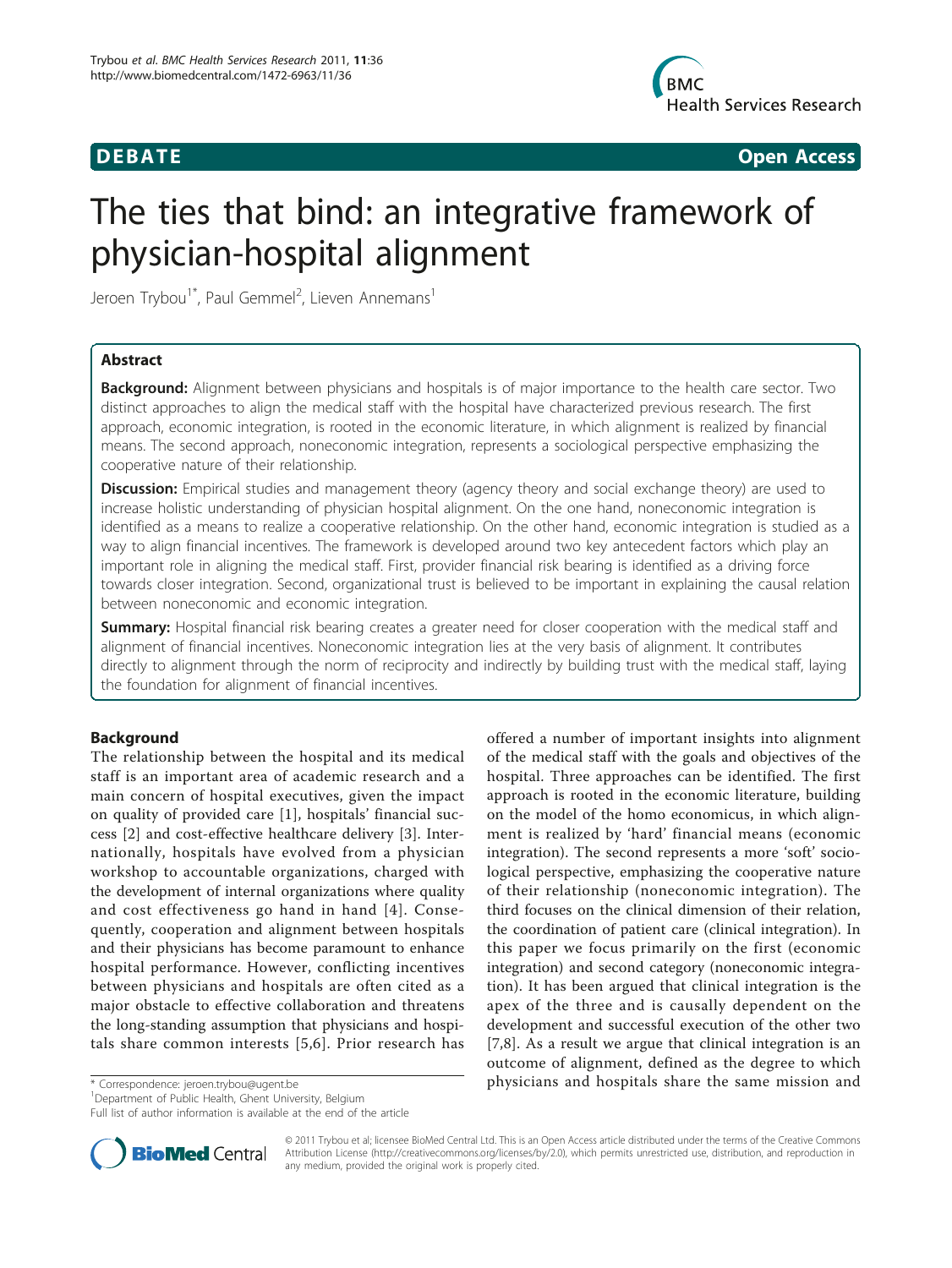**DEBATE** **Open Access**

# The ties that bind: an integrative framework of physician-hospital alignment

Jeroen Trybou[1*], Paul Gemmel[2], Lieven Annemans[1]

## Abstract

**Background:** Alignment between physicians and hospitals is of major importance to the health care sector. Two distinct approaches to align the medical staff with the hospital have characterized previous research. The first approach, economic integration, is rooted in the economic literature, in which alignment is realized by financial means. The second approach, noneconomic integration, represents a sociological perspective emphasizing the cooperative nature of their relationship.

**Discussion:** Empirical studies and management theory (agency theory and social exchange theory) are used to increase holistic understanding of physician hospital alignment. On the one hand, noneconomic integration is identified as a means to realize a cooperative relationship. On the other hand, economic integration is studied as a way to align financial incentives. The framework is developed around two key antecedent factors which play an important role in aligning the medical staff. First, provider financial risk bearing is identified as a driving force towards closer integration. Second, organizational trust is believed to be important in explaining the causal relation between noneconomic and economic integration.

**Summary:** Hospital financial risk bearing creates a greater need for closer cooperation with the medical staff and alignment of financial incentives. Noneconomic integration lies at the very basis of alignment. It contributes directly to alignment through the norm of reciprocity and indirectly by building trust with the medical staff, laying the foundation for alignment of financial incentives.

## Background

The relationship between the hospital and its medical staff is an important area of academic research and a main concern of hospital executives, given the impact on quality of provided care [1], hospitals' financial success [2] and cost-effective healthcare delivery [3]. Internationally, hospitals have evolved from a physician workshop to accountable organizations, charged with the development of internal organizations where quality and cost effectiveness go hand in hand [4]. Consequently, cooperation and alignment between hospitals and their physicians has become paramount to enhance hospital performance. However, conflicting incentives between physicians and hospitals are often cited as a major obstacle to effective collaboration and threatens the long-standing assumption that physicians and hospitals share common interests [5,6]. Prior research has offered a number of important insights into alignment of the medical staff with the goals and objectives of the hospital. Three approaches can be identified. The first approach is rooted in the economic literature, building on the model of the homo economicus, in which alignment is realized by 'hard' financial means (economic integration). The second represents a more 'soft' sociological perspective, emphasizing the cooperative nature of their relationship (noneconomic integration). The third focuses on the clinical dimension of their relation, the coordination of patient care (clinical integration). In this paper we focus primarily on the first (economic integration) and second category (noneconomic integration). It has been argued that clinical integration is the apex of the three and is causally dependent on the development and successful execution of the other two [7,8]. As a result we argue that clinical integration is an outcome of alignment, defined as the degree to which physicians and hospitals share the same mission and

\* Correspondence: jeroen.trybou@ugent.be
[1]Department of Public Health, Ghent University, Belgium
Full list of author information is available at the end of the article

© 2011 Trybou et al; licensee BioMed Central Ltd. This is an Open Access article distributed under the terms of the Creative Commons Attribution License (http://creativecommons.org/licenses/by/2.0), which permits unrestricted use, distribution, and reproduction in any medium, provided the original work is properly cited.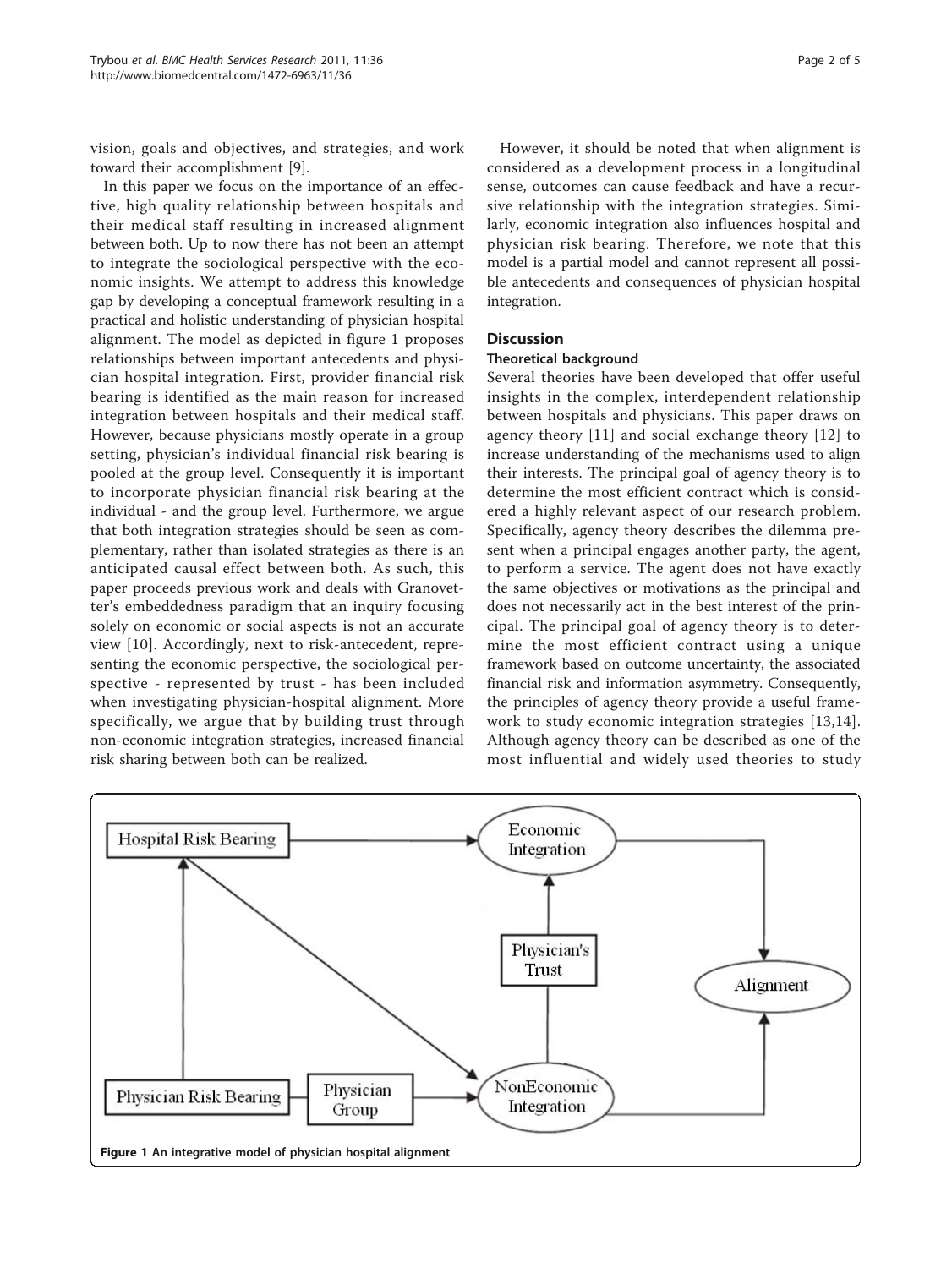vision, goals and objectives, and strategies, and work toward their accomplishment [9].

In this paper we focus on the importance of an effective, high quality relationship between hospitals and their medical staff resulting in increased alignment between both. Up to now there has not been an attempt to integrate the sociological perspective with the economic insights. We attempt to address this knowledge gap by developing a conceptual framework resulting in a practical and holistic understanding of physician hospital alignment. The model as depicted in figure 1 proposes relationships between important antecedents and physician hospital integration. First, provider financial risk bearing is identified as the main reason for increased integration between hospitals and their medical staff. However, because physicians mostly operate in a group setting, physician's individual financial risk bearing is pooled at the group level. Consequently it is important to incorporate physician financial risk bearing at the individual - and the group level. Furthermore, we argue that both integration strategies should be seen as complementary, rather than isolated strategies as there is an anticipated causal effect between both. As such, this paper proceeds previous work and deals with Granovetter's embeddedness paradigm that an inquiry focusing solely on economic or social aspects is not an accurate view [10]. Accordingly, next to risk-antecedent, representing the economic perspective, the sociological perspective - represented by trust - has been included when investigating physician-hospital alignment. More specifically, we argue that by building trust through non-economic integration strategies, increased financial risk sharing between both can be realized.

However, it should be noted that when alignment is considered as a development process in a longitudinal sense, outcomes can cause feedback and have a recursive relationship with the integration strategies. Similarly, economic integration also influences hospital and physician risk bearing. Therefore, we note that this model is a partial model and cannot represent all possible antecedents and consequences of physician hospital integration.

## Discussion

### Theoretical background

Several theories have been developed that offer useful insights in the complex, interdependent relationship between hospitals and physicians. This paper draws on agency theory [11] and social exchange theory [12] to increase understanding of the mechanisms used to align their interests. The principal goal of agency theory is to determine the most efficient contract which is considered a highly relevant aspect of our research problem. Specifically, agency theory describes the dilemma present when a principal engages another party, the agent, to perform a service. The agent does not have exactly the same objectives or motivations as the principal and does not necessarily act in the best interest of the principal. The principal goal of agency theory is to determine the most efficient contract using a unique framework based on outcome uncertainty, the associated financial risk and information asymmetry. Consequently, the principles of agency theory provide a useful framework to study economic integration strategies [13,14]. Although agency theory can be described as one of the most influential and widely used theories to study

Hospital Risk Bearing
Economic Integration
Physician's Trust
Alignment
Physician Risk Bearing
Physician Group
NonEconomic Integration

**Figure 1 An integrative model of physician hospital alignment**.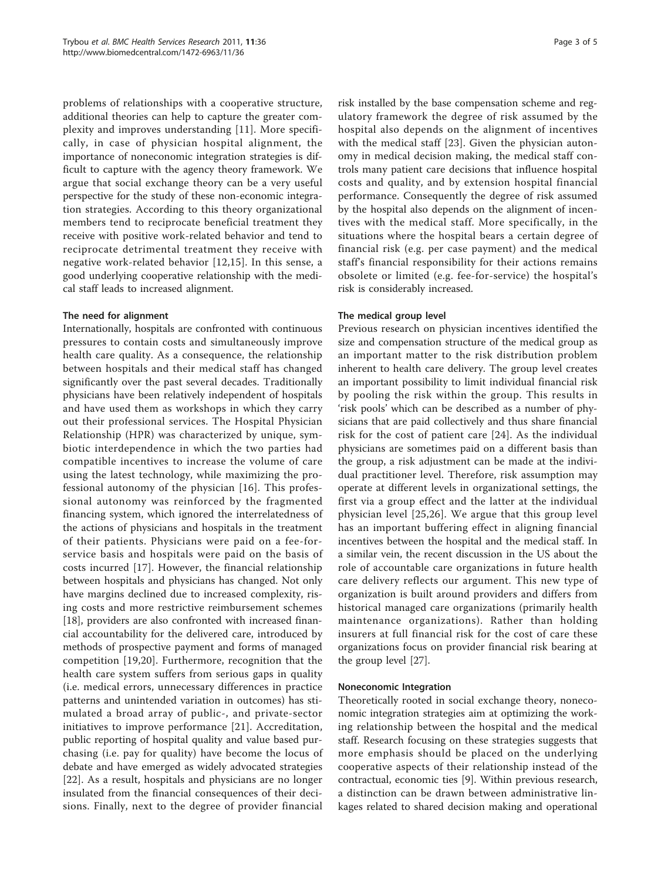problems of relationships with a cooperative structure, additional theories can help to capture the greater complexity and improves understanding [11]. More specifically, in case of physician hospital alignment, the importance of noneconomic integration strategies is difficult to capture with the agency theory framework. We argue that social exchange theory can be a very useful perspective for the study of these non-economic integration strategies. According to this theory organizational members tend to reciprocate beneficial treatment they receive with positive work-related behavior and tend to reciprocate detrimental treatment they receive with negative work-related behavior [12,15]. In this sense, a good underlying cooperative relationship with the medical staff leads to increased alignment.

### The need for alignment

Internationally, hospitals are confronted with continuous pressures to contain costs and simultaneously improve health care quality. As a consequence, the relationship between hospitals and their medical staff has changed significantly over the past several decades. Traditionally physicians have been relatively independent of hospitals and have used them as workshops in which they carry out their professional services. The Hospital Physician Relationship (HPR) was characterized by unique, symbiotic interdependence in which the two parties had compatible incentives to increase the volume of care using the latest technology, while maximizing the professional autonomy of the physician [16]. This professional autonomy was reinforced by the fragmented financing system, which ignored the interrelatedness of the actions of physicians and hospitals in the treatment of their patients. Physicians were paid on a fee-for-service basis and hospitals were paid on the basis of costs incurred [17]. However, the financial relationship between hospitals and physicians has changed. Not only have margins declined due to increased complexity, rising costs and more restrictive reimbursement schemes [18], providers are also confronted with increased financial accountability for the delivered care, introduced by methods of prospective payment and forms of managed competition [19,20]. Furthermore, recognition that the health care system suffers from serious gaps in quality (i.e. medical errors, unnecessary differences in practice patterns and unintended variation in outcomes) has stimulated a broad array of public-, and private-sector initiatives to improve performance [21]. Accreditation, public reporting of hospital quality and value based purchasing (i.e. pay for quality) have become the locus of debate and have emerged as widely advocated strategies [22]. As a result, hospitals and physicians are no longer insulated from the financial consequences of their decisions. Finally, next to the degree of provider financial risk installed by the base compensation scheme and regulatory framework the degree of risk assumed by the hospital also depends on the alignment of incentives with the medical staff [23]. Given the physician autonomy in medical decision making, the medical staff controls many patient care decisions that influence hospital costs and quality, and by extension hospital financial performance. Consequently the degree of risk assumed by the hospital also depends on the alignment of incentives with the medical staff. More specifically, in the situations where the hospital bears a certain degree of financial risk (e.g. per case payment) and the medical staff's financial responsibility for their actions remains obsolete or limited (e.g. fee-for-service) the hospital's risk is considerably increased.

### The medical group level

Previous research on physician incentives identified the size and compensation structure of the medical group as an important matter to the risk distribution problem inherent to health care delivery. The group level creates an important possibility to limit individual financial risk by pooling the risk within the group. This results in 'risk pools' which can be described as a number of physicians that are paid collectively and thus share financial risk for the cost of patient care [24]. As the individual physicians are sometimes paid on a different basis than the group, a risk adjustment can be made at the individual practitioner level. Therefore, risk assumption may operate at different levels in organizational settings, the first via a group effect and the latter at the individual physician level [25,26]. We argue that this group level has an important buffering effect in aligning financial incentives between the hospital and the medical staff. In a similar vein, the recent discussion in the US about the role of accountable care organizations in future health care delivery reflects our argument. This new type of organization is built around providers and differs from historical managed care organizations (primarily health maintenance organizations). Rather than holding insurers at full financial risk for the cost of care these organizations focus on provider financial risk bearing at the group level [27].

### Noneconomic Integration

Theoretically rooted in social exchange theory, noneconomic integration strategies aim at optimizing the working relationship between the hospital and the medical staff. Research focusing on these strategies suggests that more emphasis should be placed on the underlying cooperative aspects of their relationship instead of the contractual, economic ties [9]. Within previous research, a distinction can be drawn between administrative linkages related to shared decision making and operational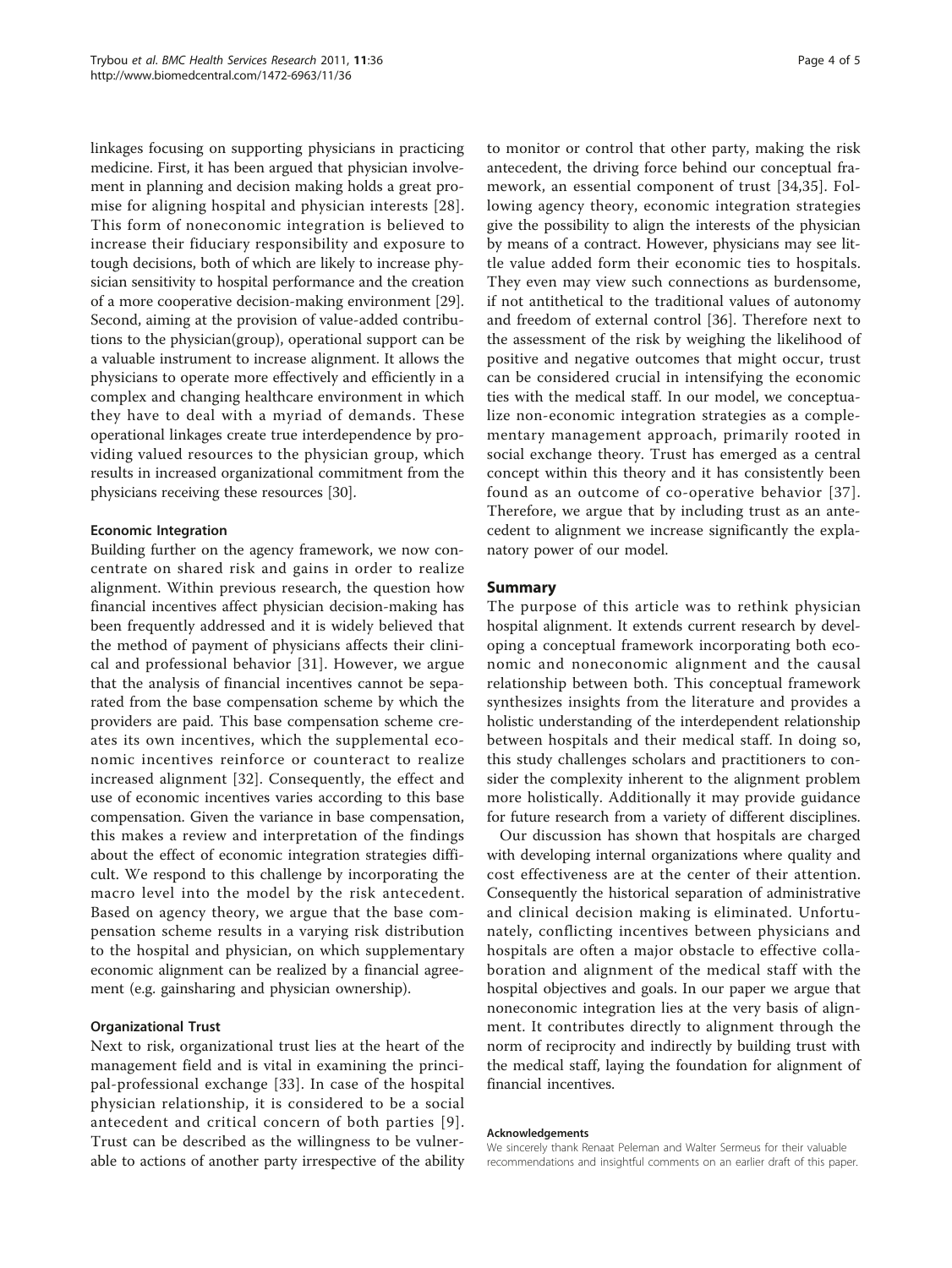linkages focusing on supporting physicians in practicing medicine. First, it has been argued that physician involvement in planning and decision making holds a great promise for aligning hospital and physician interests [28]. This form of noneconomic integration is believed to increase their fiduciary responsibility and exposure to tough decisions, both of which are likely to increase physician sensitivity to hospital performance and the creation of a more cooperative decision-making environment [29]. Second, aiming at the provision of value-added contributions to the physician(group), operational support can be a valuable instrument to increase alignment. It allows the physicians to operate more effectively and efficiently in a complex and changing healthcare environment in which they have to deal with a myriad of demands. These operational linkages create true interdependence by providing valued resources to the physician group, which results in increased organizational commitment from the physicians receiving these resources [30].

### Economic Integration

Building further on the agency framework, we now concentrate on shared risk and gains in order to realize alignment. Within previous research, the question how financial incentives affect physician decision-making has been frequently addressed and it is widely believed that the method of payment of physicians affects their clinical and professional behavior [31]. However, we argue that the analysis of financial incentives cannot be separated from the base compensation scheme by which the providers are paid. This base compensation scheme creates its own incentives, which the supplemental economic incentives reinforce or counteract to realize increased alignment [32]. Consequently, the effect and use of economic incentives varies according to this base compensation. Given the variance in base compensation, this makes a review and interpretation of the findings about the effect of economic integration strategies difficult. We respond to this challenge by incorporating the macro level into the model by the risk antecedent. Based on agency theory, we argue that the base compensation scheme results in a varying risk distribution to the hospital and physician, on which supplementary economic alignment can be realized by a financial agreement (e.g. gainsharing and physician ownership).

### Organizational Trust

Next to risk, organizational trust lies at the heart of the management field and is vital in examining the principal-professional exchange [33]. In case of the hospital physician relationship, it is considered to be a social antecedent and critical concern of both parties [9]. Trust can be described as the willingness to be vulnerable to actions of another party irrespective of the ability to monitor or control that other party, making the risk antecedent, the driving force behind our conceptual framework, an essential component of trust [34,35]. Following agency theory, economic integration strategies give the possibility to align the interests of the physician by means of a contract. However, physicians may see little value added form their economic ties to hospitals. They even may view such connections as burdensome, if not antithetical to the traditional values of autonomy and freedom of external control [36]. Therefore next to the assessment of the risk by weighing the likelihood of positive and negative outcomes that might occur, trust can be considered crucial in intensifying the economic ties with the medical staff. In our model, we conceptualize non-economic integration strategies as a complementary management approach, primarily rooted in social exchange theory. Trust has emerged as a central concept within this theory and it has consistently been found as an outcome of co-operative behavior [37]. Therefore, we argue that by including trust as an antecedent to alignment we increase significantly the explanatory power of our model.

## Summary

The purpose of this article was to rethink physician hospital alignment. It extends current research by developing a conceptual framework incorporating both economic and noneconomic alignment and the causal relationship between both. This conceptual framework synthesizes insights from the literature and provides a holistic understanding of the interdependent relationship between hospitals and their medical staff. In doing so, this study challenges scholars and practitioners to consider the complexity inherent to the alignment problem more holistically. Additionally it may provide guidance for future research from a variety of different disciplines.

Our discussion has shown that hospitals are charged with developing internal organizations where quality and cost effectiveness are at the center of their attention. Consequently the historical separation of administrative and clinical decision making is eliminated. Unfortunately, conflicting incentives between physicians and hospitals are often a major obstacle to effective collaboration and alignment of the medical staff with the hospital objectives and goals. In our paper we argue that noneconomic integration lies at the very basis of alignment. It contributes directly to alignment through the norm of reciprocity and indirectly by building trust with the medical staff, laying the foundation for alignment of financial incentives.

#### Acknowledgements

We sincerely thank Renaat Peleman and Walter Sermeus for their valuable recommendations and insightful comments on an earlier draft of this paper.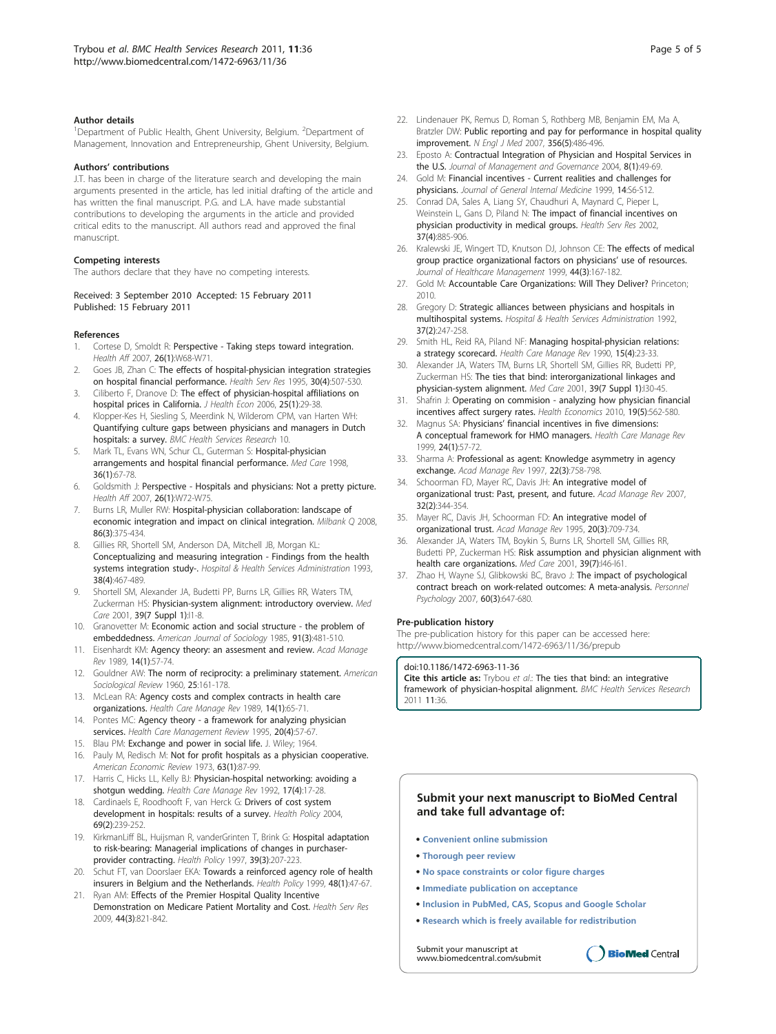### Author details

[1]Department of Public Health, Ghent University, Belgium. [2]Department of Management, Innovation and Entrepreneurship, Ghent University, Belgium.

### Authors' contributions

J.T. has been in charge of the literature search and developing the main arguments presented in the article, has led initial drafting of the article and has written the final manuscript. P.G. and L.A. have made substantial contributions to developing the arguments in the article and provided critical edits to the manuscript. All authors read and approved the final manuscript.

### Competing interests

The authors declare that they have no competing interests.

Received: 3 September 2010 Accepted: 15 February 2011
Published: 15 February 2011

### References

1. Cortese D, Smoldt R: **Perspective - Taking steps toward integration.** *Health Aff* 2007, **26(1)**:W68-W71.
2. Goes JB, Zhan C: **The effects of hospital-physician integration strategies on hospital financial performance.** *Health Serv Res* 1995, **30(4)**:507-530.
3. Ciliberto F, Dranove D: **The effect of physician-hospital affiliations on hospital prices in California.** *J Health Econ* 2006, **25(1)**:29-38.
4. Klopper-Kes H, Siesling S, Meerdink N, Wilderom CPM, van Harten WH: **Quantifying culture gaps between physicians and managers in Dutch hospitals: a survey.** *BMC Health Services Research* 10.
5. Mark TL, Evans WN, Schur CL, Guterman S: **Hospital-physician arrangements and hospital financial performance.** *Med Care* 1998, **36(1)**:67-78.
6. Goldsmith J: **Perspective - Hospitals and physicians: Not a pretty picture.** *Health Aff* 2007, **26(1)**:W72-W75.
7. Burns LR, Muller RW: **Hospital-physician collaboration: landscape of economic integration and impact on clinical integration.** *Milbank Q* 2008, **86(3)**:375-434.
8. Gillies RR, Shortell SM, Anderson DA, Mitchell JB, Morgan KL: **Conceptualizing and measuring integration - Findings from the health systems integration study-.** *Hospital & Health Services Administration* 1993, **38(4)**:467-489.
9. Shortell SM, Alexander JA, Budetti PP, Burns LR, Gillies RR, Waters TM, Zuckerman HS: **Physician-system alignment: introductory overview.** *Med Care* 2001, **39(7 Suppl 1)**:I1-8.
10. Granovetter M: **Economic action and social structure - the problem of embeddedness.** *American Journal of Sociology* 1985, **91(3)**:481-510.
11. Eisenhardt KM: **Agency theory: an assesment and review.** *Acad Manage Rev* 1989, **14(1)**:57-74.
12. Gouldner AW: **The norm of reciprocity: a preliminary statement.** *American Sociological Review* 1960, **25**:161-178.
13. McLean RA: **Agency costs and complex contracts in health care organizations.** *Health Care Manage Rev* 1989, **14(1)**:65-71.
14. Pontes MC: **Agency theory - a framework for analyzing physician services.** *Health Care Management Review* 1995, **20(4)**:57-67.
15. Blau PM: **Exchange and power in social life.** J. Wiley; 1964.
16. Pauly M, Redisch M: **Not for profit hospitals as a physician cooperative.** *American Economic Review* 1973, **63(1)**:87-99.
17. Harris C, Hicks LL, Kelly BJ: **Physician-hospital networking: avoiding a shotgun wedding.** *Health Care Manage Rev* 1992, **17(4)**:17-28.
18. Cardinaels E, Roodhooft F, van Herck G: **Drivers of cost system development in hospitals: results of a survey.** *Health Policy* 2004, **69(2)**:239-252.
19. KirkmanLiff BL, Huijsman R, vanderGrinten T, Brink G: **Hospital adaptation to risk-bearing: Managerial implications of changes in purchaser-provider contracting.** *Health Policy* 1997, **39(3)**:207-223.
20. Schut FT, van Doorslaer EKA: **Towards a reinforced agency role of health insurers in Belgium and the Netherlands.** *Health Policy* 1999, **48(1)**:47-67.
21. Ryan AM: **Effects of the Premier Hospital Quality Incentive Demonstration on Medicare Patient Mortality and Cost.** *Health Serv Res* 2009, **44(3)**:821-842.
22. Lindenauer PK, Remus D, Roman S, Rothberg MB, Benjamin EM, Ma A, Bratzler DW: **Public reporting and pay for performance in hospital quality improvement.** *N Engl J Med* 2007, **356(5)**:486-496.
23. Eposto A: **Contractual Integration of Physician and Hospital Services in the U.S.** *Journal of Management and Governance* 2004, **8(1)**:49-69.
24. Gold M: **Financial incentives - Current realities and challenges for physicians.** *Journal of General Internal Medicine* 1999, **14**:S6-S12.
25. Conrad DA, Sales A, Liang SY, Chaudhuri A, Maynard C, Pieper L, Weinstein L, Gans D, Piland N: **The impact of financial incentives on physician productivity in medical groups.** *Health Serv Res* 2002, **37(4)**:885-906.
26. Kralewski JE, Wingert TD, Knutson DJ, Johnson CE: **The effects of medical group practice organizational factors on physicians' use of resources.** *Journal of Healthcare Management* 1999, **44(3)**:167-182.
27. Gold M: **Accountable Care Organizations: Will They Deliver?** Princeton; 2010.
28. Gregory D: **Strategic alliances between physicians and hospitals in multihospital systems.** *Hospital & Health Services Administration* 1992, **37(2)**:247-258.
29. Smith HL, Reid RA, Piland NF: **Managing hospital-physician relations: a strategy scorecard.** *Health Care Manage Rev* 1990, **15(4)**:23-33.
30. Alexander JA, Waters TM, Burns LR, Shortell SM, Gillies RR, Budetti PP, Zuckerman HS: **The ties that bind: interorganizational linkages and physician-system alignment.** *Med Care* 2001, **39(7 Suppl 1)**:I30-45.
31. Shafrin J: **Operating on commision - analyzing how physician financial incentives affect surgery rates.** *Health Economics* 2010, **19(5)**:562-580.
32. Magnus SA: **Physicians' financial incentives in five dimensions: A conceptual framework for HMO managers.** *Health Care Manage Rev* 1999, **24(1)**:57-72.
33. Sharma A: **Professional as agent: Knowledge asymmetry in agency exchange.** *Acad Manage Rev* 1997, **22(3)**:758-798.
34. Schoorman FD, Mayer RC, Davis JH: **An integrative model of organizational trust: Past, present, and future.** *Acad Manage Rev* 2007, **32(2)**:344-354.
35. Mayer RC, Davis JH, Schoorman FD: **An integrative model of organizational trust.** *Acad Manage Rev* 1995, **20(3)**:709-734.
36. Alexander JA, Waters TM, Boykin S, Burns LR, Shortell SM, Gillies RR, Budetti PP, Zuckerman HS: **Risk assumption and physician alignment with health care organizations.** *Med Care* 2001, **39(7)**:I46-I61.
37. Zhao H, Wayne SJ, Glibkowski BC, Bravo J: **The impact of psychological contract breach on work-related outcomes: A meta-analysis.** *Personnel Psychology* 2007, **60(3)**:647-680.

### Pre-publication history

The pre-publication history for this paper can be accessed here:
http://www.biomedcentral.com/1472-6963/11/36/prepub

doi:10.1186/1472-6963-11-36

**Cite this article as:** Trybou *et al.*: The ties that bind: an integrative framework of physician-hospital alignment. *BMC Health Services Research* 2011 **11**:36.

**Submit your next manuscript to BioMed Central and take full advantage of:**

- Convenient online submission
- Thorough peer review
- No space constraints or color figure charges
- Immediate publication on acceptance
- Inclusion in PubMed, CAS, Scopus and Google Scholar
- Research which is freely available for redistribution

Submit your manuscript at
www.biomedcentral.com/submit

BioMed Central